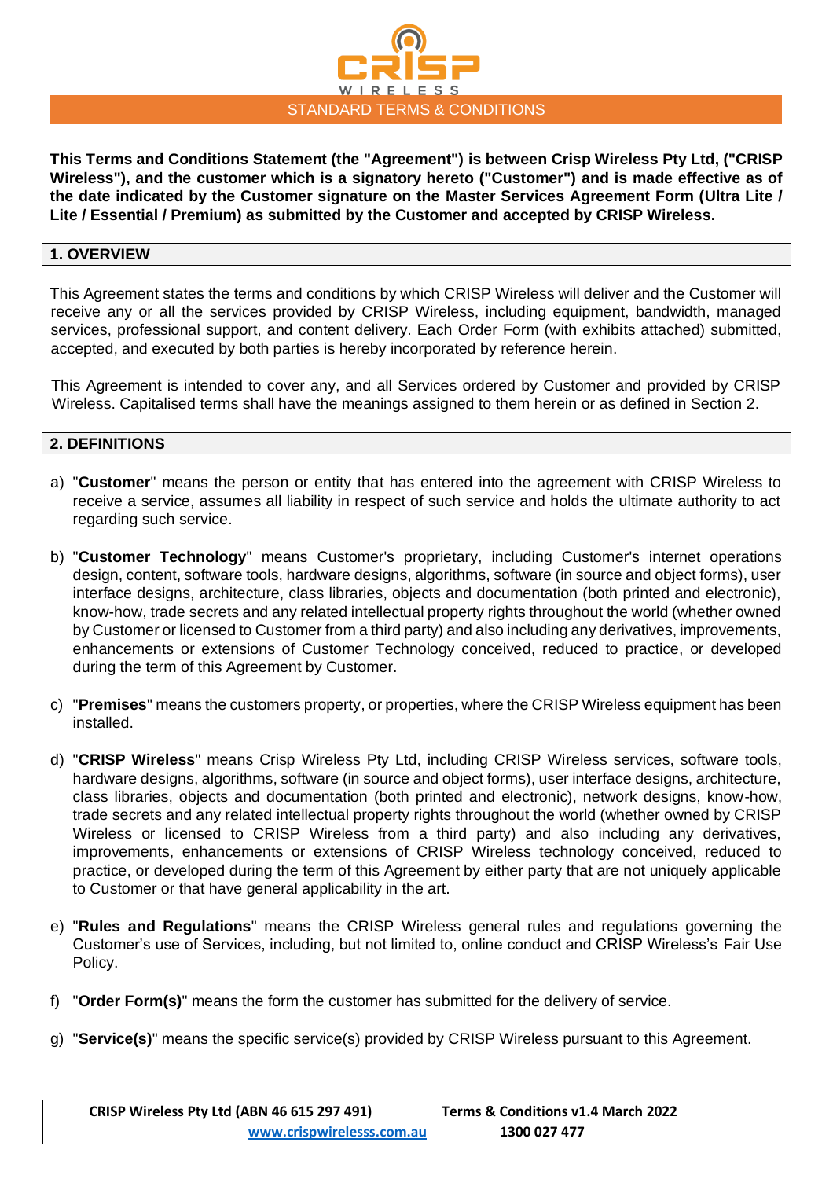# STANDARD TERMS & CONDITIONS

**This Terms and Conditions Statement (the "Agreement") is between Crisp Wireless Pty Ltd, ("CRISP Wireless"), and the customer which is a signatory hereto ("Customer") and is made effective as of the date indicated by the Customer signature on the Master Services Agreement Form (Ultra Lite / Lite / Essential / Premium) as submitted by the Customer and accepted by CRISP Wireless.**

## 1. OVERVIEW

This Agreement states the terms and conditions by which CRISP Wireless will deliver and the Customer will receive any or all the services provided by CRISP Wireless, including equipment, bandwidth, managed services, professional support, and content delivery. Each Order Form (with exhibits attached) submitted, accepted, and executed by both parties is hereby incorporated by reference herein.

This Agreement is intended to cover any, and all Services ordered by Customer and provided by CRISP Wireless. Capitalised terms shall have the meanings assigned to them herein or as defined in Section 2.

## 2. DEFINITIONS

a) "**Customer**" means the person or entity that has entered into the agreement with CRISP Wireless to receive a service, assumes all liability in respect of such service and holds the ultimate authority to act regarding such service.

b) "**Customer Technology**" means Customer's proprietary, including Customer's internet operations design, content, software tools, hardware designs, algorithms, software (in source and object forms), user interface designs, architecture, class libraries, objects and documentation (both printed and electronic), know-how, trade secrets and any related intellectual property rights throughout the world (whether owned by Customer or licensed to Customer from a third party) and also including any derivatives, improvements, enhancements or extensions of Customer Technology conceived, reduced to practice, or developed during the term of this Agreement by Customer.

c) "**Premises**" means the customers property, or properties, where the CRISP Wireless equipment has been installed.

d) "**CRISP Wireless**" means Crisp Wireless Pty Ltd, including CRISP Wireless services, software tools, hardware designs, algorithms, software (in source and object forms), user interface designs, architecture, class libraries, objects and documentation (both printed and electronic), network designs, know-how, trade secrets and any related intellectual property rights throughout the world (whether owned by CRISP Wireless or licensed to CRISP Wireless from a third party) and also including any derivatives, improvements, enhancements or extensions of CRISP Wireless technology conceived, reduced to practice, or developed during the term of this Agreement by either party that are not uniquely applicable to Customer or that have general applicability in the art.

e) "**Rules and Regulations**" means the CRISP Wireless general rules and regulations governing the Customer's use of Services, including, but not limited to, online conduct and CRISP Wireless's Fair Use Policy.

f) "**Order Form(s)**" means the form the customer has submitted for the delivery of service.

g) "**Service(s)**" means the specific service(s) provided by CRISP Wireless pursuant to this Agreement.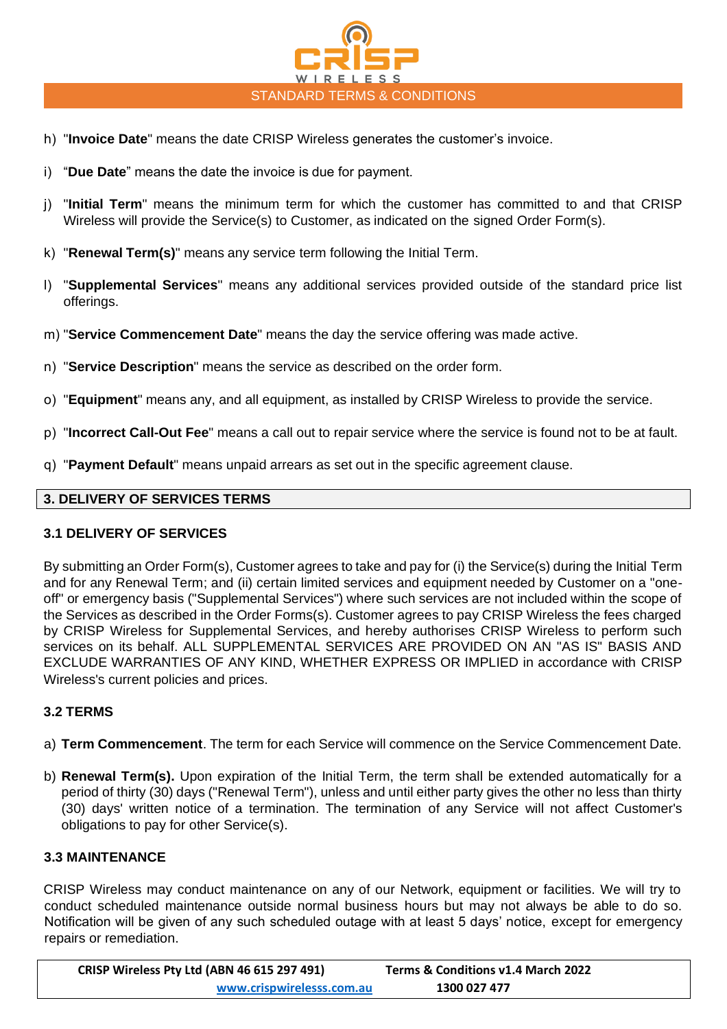h) "**Invoice Date**" means the date CRISP Wireless generates the customer's invoice.

i) "**Due Date**" means the date the invoice is due for payment.

j) "**Initial Term**" means the minimum term for which the customer has committed to and that CRISP Wireless will provide the Service(s) to Customer, as indicated on the signed Order Form(s).

k) "**Renewal Term(s)**" means any service term following the Initial Term.

l) "**Supplemental Services**" means any additional services provided outside of the standard price list offerings.

m) "**Service Commencement Date**" means the day the service offering was made active.

n) "**Service Description**" means the service as described on the order form.

o) "**Equipment**" means any, and all equipment, as installed by CRISP Wireless to provide the service.

p) "**Incorrect Call-Out Fee**" means a call out to repair service where the service is found not to be at fault.

q) "**Payment Default**" means unpaid arrears as set out in the specific agreement clause.

## 3. DELIVERY OF SERVICES TERMS

### 3.1 DELIVERY OF SERVICES

By submitting an Order Form(s), Customer agrees to take and pay for (i) the Service(s) during the Initial Term and for any Renewal Term; and (ii) certain limited services and equipment needed by Customer on a "one-off" or emergency basis ("Supplemental Services") where such services are not included within the scope of the Services as described in the Order Forms(s). Customer agrees to pay CRISP Wireless the fees charged by CRISP Wireless for Supplemental Services, and hereby authorises CRISP Wireless to perform such services on its behalf. ALL SUPPLEMENTAL SERVICES ARE PROVIDED ON AN "AS IS" BASIS AND EXCLUDE WARRANTIES OF ANY KIND, WHETHER EXPRESS OR IMPLIED in accordance with CRISP Wireless's current policies and prices.

### 3.2 TERMS

a) **Term Commencement**. The term for each Service will commence on the Service Commencement Date.

b) **Renewal Term(s).** Upon expiration of the Initial Term, the term shall be extended automatically for a period of thirty (30) days ("Renewal Term"), unless and until either party gives the other no less than thirty (30) days' written notice of a termination. The termination of any Service will not affect Customer's obligations to pay for other Service(s).

### 3.3 MAINTENANCE

CRISP Wireless may conduct maintenance on any of our Network, equipment or facilities. We will try to conduct scheduled maintenance outside normal business hours but may not always be able to do so. Notification will be given of any such scheduled outage with at least 5 days' notice, except for emergency repairs or remediation.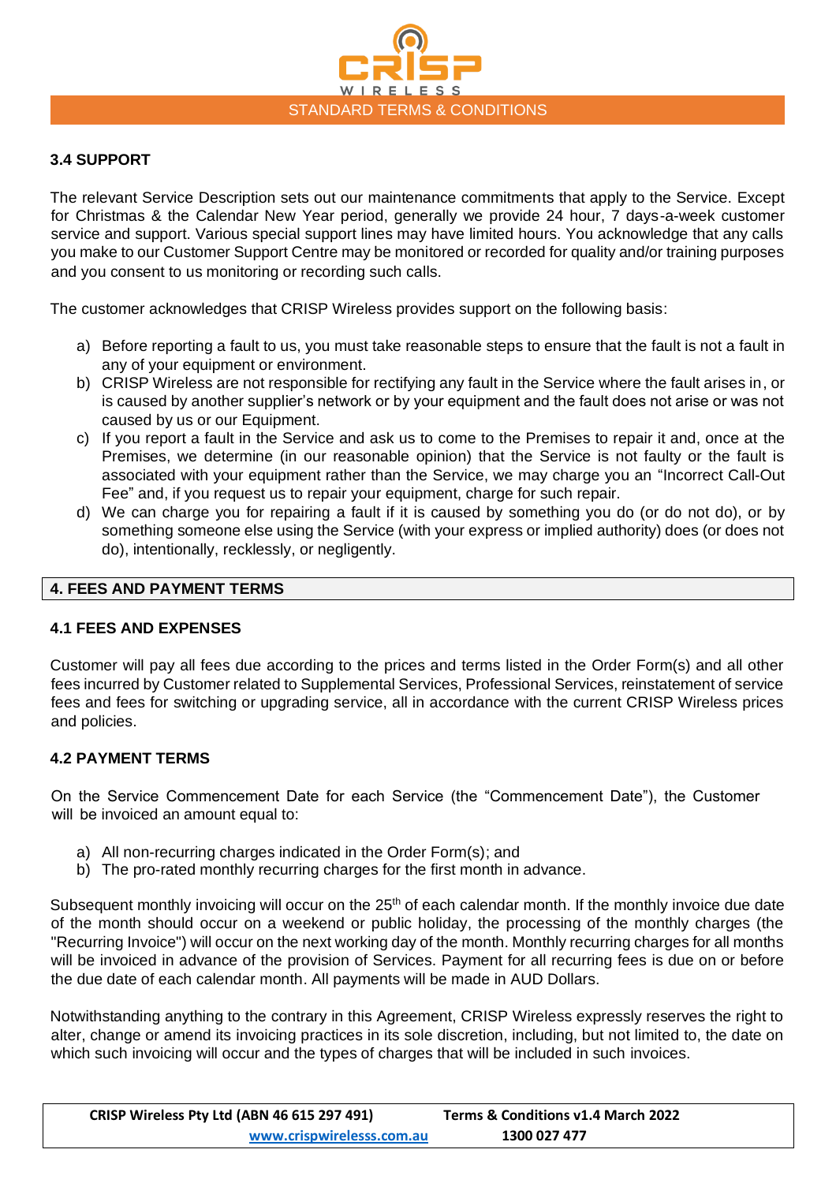### 3.4 SUPPORT

The relevant Service Description sets out our maintenance commitments that apply to the Service. Except for Christmas & the Calendar New Year period, generally we provide 24 hour, 7 days-a-week customer service and support. Various special support lines may have limited hours. You acknowledge that any calls you make to our Customer Support Centre may be monitored or recorded for quality and/or training purposes and you consent to us monitoring or recording such calls.

The customer acknowledges that CRISP Wireless provides support on the following basis:

a) Before reporting a fault to us, you must take reasonable steps to ensure that the fault is not a fault in any of your equipment or environment.
b) CRISP Wireless are not responsible for rectifying any fault in the Service where the fault arises in, or is caused by another supplier's network or by your equipment and the fault does not arise or was not caused by us or our Equipment.
c) If you report a fault in the Service and ask us to come to the Premises to repair it and, once at the Premises, we determine (in our reasonable opinion) that the Service is not faulty or the fault is associated with your equipment rather than the Service, we may charge you an "Incorrect Call-Out Fee" and, if you request us to repair your equipment, charge for such repair.
d) We can charge you for repairing a fault if it is caused by something you do (or do not do), or by something someone else using the Service (with your express or implied authority) does (or does not do), intentionally, recklessly, or negligently.

## 4. FEES AND PAYMENT TERMS

### 4.1 FEES AND EXPENSES

Customer will pay all fees due according to the prices and terms listed in the Order Form(s) and all other fees incurred by Customer related to Supplemental Services, Professional Services, reinstatement of service fees and fees for switching or upgrading service, all in accordance with the current CRISP Wireless prices and policies.

### 4.2 PAYMENT TERMS

On the Service Commencement Date for each Service (the "Commencement Date"), the Customer will be invoiced an amount equal to:

a) All non-recurring charges indicated in the Order Form(s); and
b) The pro-rated monthly recurring charges for the first month in advance.

Subsequent monthly invoicing will occur on the 25th of each calendar month. If the monthly invoice due date of the month should occur on a weekend or public holiday, the processing of the monthly charges (the "Recurring Invoice") will occur on the next working day of the month. Monthly recurring charges for all months will be invoiced in advance of the provision of Services. Payment for all recurring fees is due on or before the due date of each calendar month. All payments will be made in AUD Dollars.

Notwithstanding anything to the contrary in this Agreement, CRISP Wireless expressly reserves the right to alter, change or amend its invoicing practices in its sole discretion, including, but not limited to, the date on which such invoicing will occur and the types of charges that will be included in such invoices.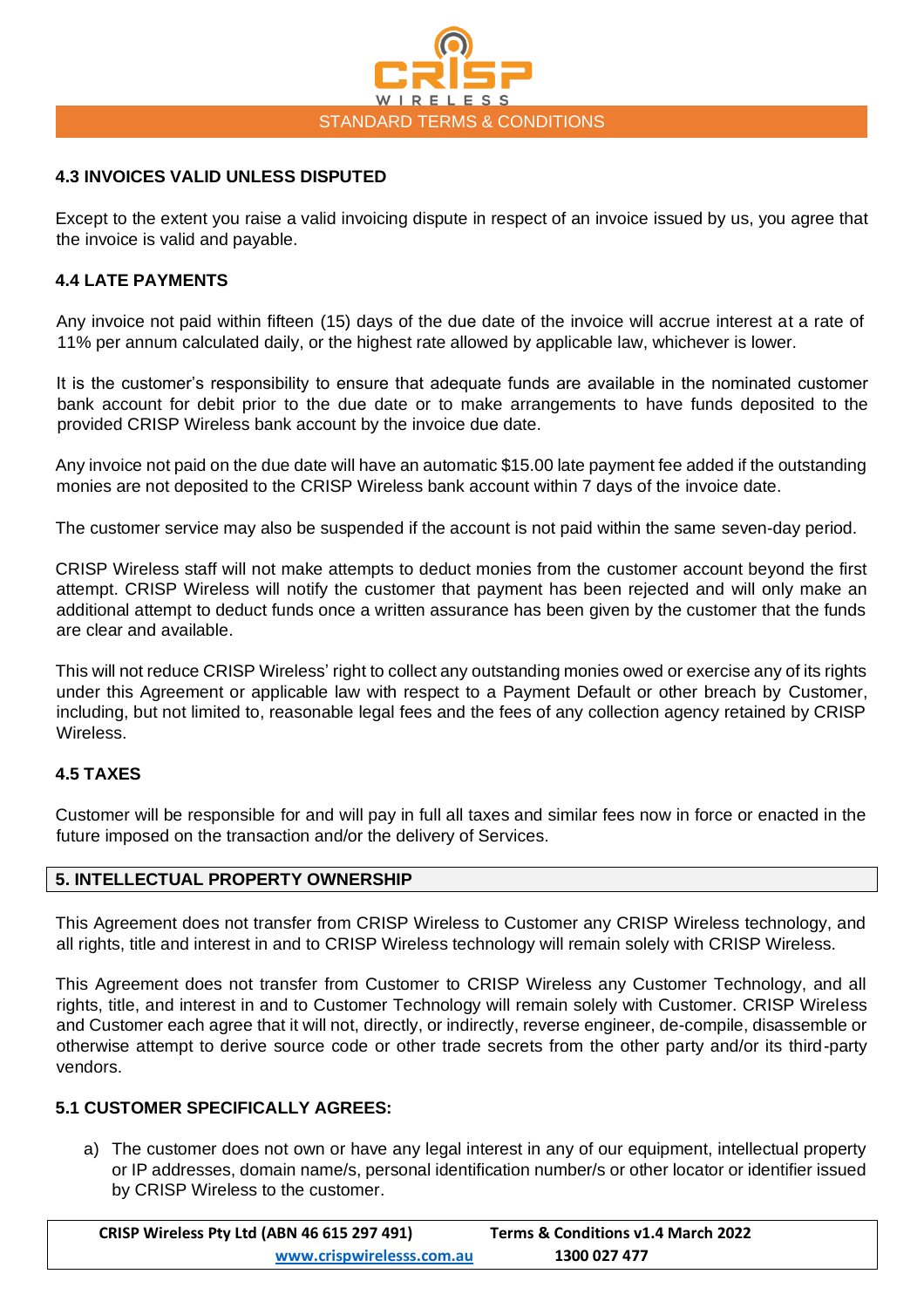### 4.3 INVOICES VALID UNLESS DISPUTED

Except to the extent you raise a valid invoicing dispute in respect of an invoice issued by us, you agree that the invoice is valid and payable.

### 4.4 LATE PAYMENTS

Any invoice not paid within fifteen (15) days of the due date of the invoice will accrue interest at a rate of 11% per annum calculated daily, or the highest rate allowed by applicable law, whichever is lower.

It is the customer's responsibility to ensure that adequate funds are available in the nominated customer bank account for debit prior to the due date or to make arrangements to have funds deposited to the provided CRISP Wireless bank account by the invoice due date.

Any invoice not paid on the due date will have an automatic $15.00 late payment fee added if the outstanding monies are not deposited to the CRISP Wireless bank account within 7 days of the invoice date.

The customer service may also be suspended if the account is not paid within the same seven-day period.

CRISP Wireless staff will not make attempts to deduct monies from the customer account beyond the first attempt. CRISP Wireless will notify the customer that payment has been rejected and will only make an additional attempt to deduct funds once a written assurance has been given by the customer that the funds are clear and available.

This will not reduce CRISP Wireless' right to collect any outstanding monies owed or exercise any of its rights under this Agreement or applicable law with respect to a Payment Default or other breach by Customer, including, but not limited to, reasonable legal fees and the fees of any collection agency retained by CRISP Wireless.

### 4.5 TAXES

Customer will be responsible for and will pay in full all taxes and similar fees now in force or enacted in the future imposed on the transaction and/or the delivery of Services.

## 5. INTELLECTUAL PROPERTY OWNERSHIP

This Agreement does not transfer from CRISP Wireless to Customer any CRISP Wireless technology, and all rights, title and interest in and to CRISP Wireless technology will remain solely with CRISP Wireless.

This Agreement does not transfer from Customer to CRISP Wireless any Customer Technology, and all rights, title, and interest in and to Customer Technology will remain solely with Customer. CRISP Wireless and Customer each agree that it will not, directly, or indirectly, reverse engineer, de-compile, disassemble or otherwise attempt to derive source code or other trade secrets from the other party and/or its third-party vendors.

### 5.1 CUSTOMER SPECIFICALLY AGREES:

a) The customer does not own or have any legal interest in any of our equipment, intellectual property or IP addresses, domain name/s, personal identification number/s or other locator or identifier issued by CRISP Wireless to the customer.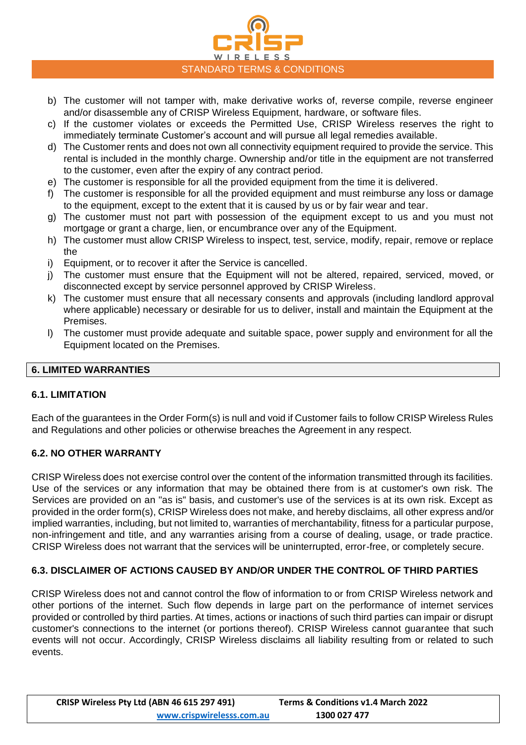b) The customer will not tamper with, make derivative works of, reverse compile, reverse engineer and/or disassemble any of CRISP Wireless Equipment, hardware, or software files.
c) If the customer violates or exceeds the Permitted Use, CRISP Wireless reserves the right to immediately terminate Customer's account and will pursue all legal remedies available.
d) The Customer rents and does not own all connectivity equipment required to provide the service. This rental is included in the monthly charge. Ownership and/or title in the equipment are not transferred to the customer, even after the expiry of any contract period.
e) The customer is responsible for all the provided equipment from the time it is delivered.
f) The customer is responsible for all the provided equipment and must reimburse any loss or damage to the equipment, except to the extent that it is caused by us or by fair wear and tear.
g) The customer must not part with possession of the equipment except to us and you must not mortgage or grant a charge, lien, or encumbrance over any of the Equipment.
h) The customer must allow CRISP Wireless to inspect, test, service, modify, repair, remove or replace the
i) Equipment, or to recover it after the Service is cancelled.
j) The customer must ensure that the Equipment will not be altered, repaired, serviced, moved, or disconnected except by service personnel approved by CRISP Wireless.
k) The customer must ensure that all necessary consents and approvals (including landlord approval where applicable) necessary or desirable for us to deliver, install and maintain the Equipment at the Premises.
l) The customer must provide adequate and suitable space, power supply and environment for all the Equipment located on the Premises.

## 6. LIMITED WARRANTIES

### 6.1. LIMITATION

Each of the guarantees in the Order Form(s) is null and void if Customer fails to follow CRISP Wireless Rules and Regulations and other policies or otherwise breaches the Agreement in any respect.

### 6.2. NO OTHER WARRANTY

CRISP Wireless does not exercise control over the content of the information transmitted through its facilities. Use of the services or any information that may be obtained there from is at customer's own risk. The Services are provided on an "as is" basis, and customer's use of the services is at its own risk. Except as provided in the order form(s), CRISP Wireless does not make, and hereby disclaims, all other express and/or implied warranties, including, but not limited to, warranties of merchantability, fitness for a particular purpose, non-infringement and title, and any warranties arising from a course of dealing, usage, or trade practice. CRISP Wireless does not warrant that the services will be uninterrupted, error-free, or completely secure.

### 6.3. DISCLAIMER OF ACTIONS CAUSED BY AND/OR UNDER THE CONTROL OF THIRD PARTIES

CRISP Wireless does not and cannot control the flow of information to or from CRISP Wireless network and other portions of the internet. Such flow depends in large part on the performance of internet services provided or controlled by third parties. At times, actions or inactions of such third parties can impair or disrupt customer's connections to the internet (or portions thereof). CRISP Wireless cannot guarantee that such events will not occur. Accordingly, CRISP Wireless disclaims all liability resulting from or related to such events.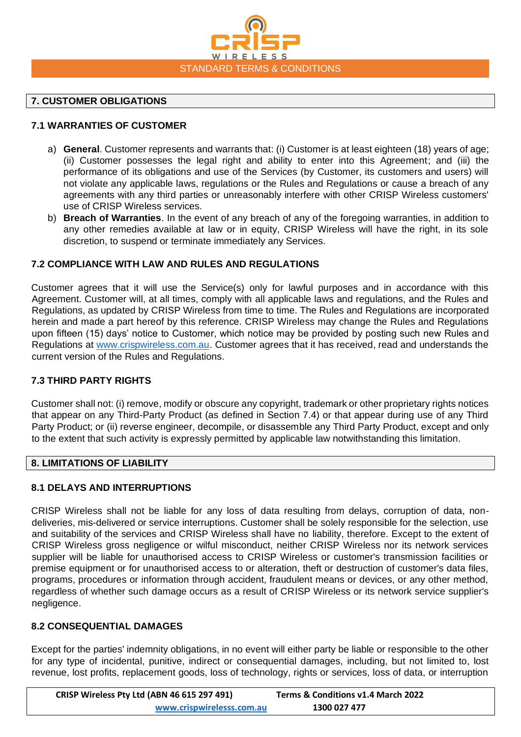## 7. CUSTOMER OBLIGATIONS

### 7.1 WARRANTIES OF CUSTOMER

a) **General**. Customer represents and warrants that: (i) Customer is at least eighteen (18) years of age; (ii) Customer possesses the legal right and ability to enter into this Agreement; and (iii) the performance of its obligations and use of the Services (by Customer, its customers and users) will not violate any applicable laws, regulations or the Rules and Regulations or cause a breach of any agreements with any third parties or unreasonably interfere with other CRISP Wireless customers' use of CRISP Wireless services.

b) **Breach of Warranties**. In the event of any breach of any of the foregoing warranties, in addition to any other remedies available at law or in equity, CRISP Wireless will have the right, in its sole discretion, to suspend or terminate immediately any Services.

### 7.2 COMPLIANCE WITH LAW AND RULES AND REGULATIONS

Customer agrees that it will use the Service(s) only for lawful purposes and in accordance with this Agreement. Customer will, at all times, comply with all applicable laws and regulations, and the Rules and Regulations, as updated by CRISP Wireless from time to time. The Rules and Regulations are incorporated herein and made a part hereof by this reference. CRISP Wireless may change the Rules and Regulations upon fifteen (15) days' notice to Customer, which notice may be provided by posting such new Rules and Regulations at www.crispwireless.com.au. Customer agrees that it has received, read and understands the current version of the Rules and Regulations.

### 7.3 THIRD PARTY RIGHTS

Customer shall not: (i) remove, modify or obscure any copyright, trademark or other proprietary rights notices that appear on any Third-Party Product (as defined in Section 7.4) or that appear during use of any Third Party Product; or (ii) reverse engineer, decompile, or disassemble any Third Party Product, except and only to the extent that such activity is expressly permitted by applicable law notwithstanding this limitation.

## 8. LIMITATIONS OF LIABILITY

### 8.1 DELAYS AND INTERRUPTIONS

CRISP Wireless shall not be liable for any loss of data resulting from delays, corruption of data, non-deliveries, mis-delivered or service interruptions. Customer shall be solely responsible for the selection, use and suitability of the services and CRISP Wireless shall have no liability, therefore. Except to the extent of CRISP Wireless gross negligence or wilful misconduct, neither CRISP Wireless nor its network services supplier will be liable for unauthorised access to CRISP Wireless or customer's transmission facilities or premise equipment or for unauthorised access to or alteration, theft or destruction of customer's data files, programs, procedures or information through accident, fraudulent means or devices, or any other method, regardless of whether such damage occurs as a result of CRISP Wireless or its network service supplier's negligence.

### 8.2 CONSEQUENTIAL DAMAGES

Except for the parties' indemnity obligations, in no event will either party be liable or responsible to the other for any type of incidental, punitive, indirect or consequential damages, including, but not limited to, lost revenue, lost profits, replacement goods, loss of technology, rights or services, loss of data, or interruption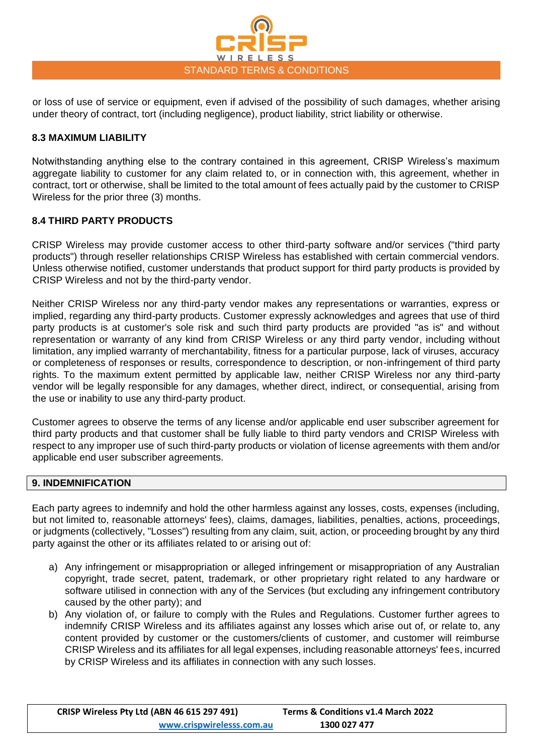or loss of use of service or equipment, even if advised of the possibility of such damages, whether arising under theory of contract, tort (including negligence), product liability, strict liability or otherwise.

### 8.3 MAXIMUM LIABILITY

Notwithstanding anything else to the contrary contained in this agreement, CRISP Wireless's maximum aggregate liability to customer for any claim related to, or in connection with, this agreement, whether in contract, tort or otherwise, shall be limited to the total amount of fees actually paid by the customer to CRISP Wireless for the prior three (3) months.

### 8.4 THIRD PARTY PRODUCTS

CRISP Wireless may provide customer access to other third-party software and/or services ("third party products") through reseller relationships CRISP Wireless has established with certain commercial vendors. Unless otherwise notified, customer understands that product support for third party products is provided by CRISP Wireless and not by the third-party vendor.

Neither CRISP Wireless nor any third-party vendor makes any representations or warranties, express or implied, regarding any third-party products. Customer expressly acknowledges and agrees that use of third party products is at customer's sole risk and such third party products are provided "as is" and without representation or warranty of any kind from CRISP Wireless or any third party vendor, including without limitation, any implied warranty of merchantability, fitness for a particular purpose, lack of viruses, accuracy or completeness of responses or results, correspondence to description, or non-infringement of third party rights. To the maximum extent permitted by applicable law, neither CRISP Wireless nor any third-party vendor will be legally responsible for any damages, whether direct, indirect, or consequential, arising from the use or inability to use any third-party product.

Customer agrees to observe the terms of any license and/or applicable end user subscriber agreement for third party products and that customer shall be fully liable to third party vendors and CRISP Wireless with respect to any improper use of such third-party products or violation of license agreements with them and/or applicable end user subscriber agreements.

## 9. INDEMNIFICATION

Each party agrees to indemnify and hold the other harmless against any losses, costs, expenses (including, but not limited to, reasonable attorneys' fees), claims, damages, liabilities, penalties, actions, proceedings, or judgments (collectively, "Losses") resulting from any claim, suit, action, or proceeding brought by any third party against the other or its affiliates related to or arising out of:

a) Any infringement or misappropriation or alleged infringement or misappropriation of any Australian copyright, trade secret, patent, trademark, or other proprietary right related to any hardware or software utilised in connection with any of the Services (but excluding any infringement contributory caused by the other party); and
b) Any violation of, or failure to comply with the Rules and Regulations. Customer further agrees to indemnify CRISP Wireless and its affiliates against any losses which arise out of, or relate to, any content provided by customer or the customers/clients of customer, and customer will reimburse CRISP Wireless and its affiliates for all legal expenses, including reasonable attorneys' fees, incurred by CRISP Wireless and its affiliates in connection with any such losses.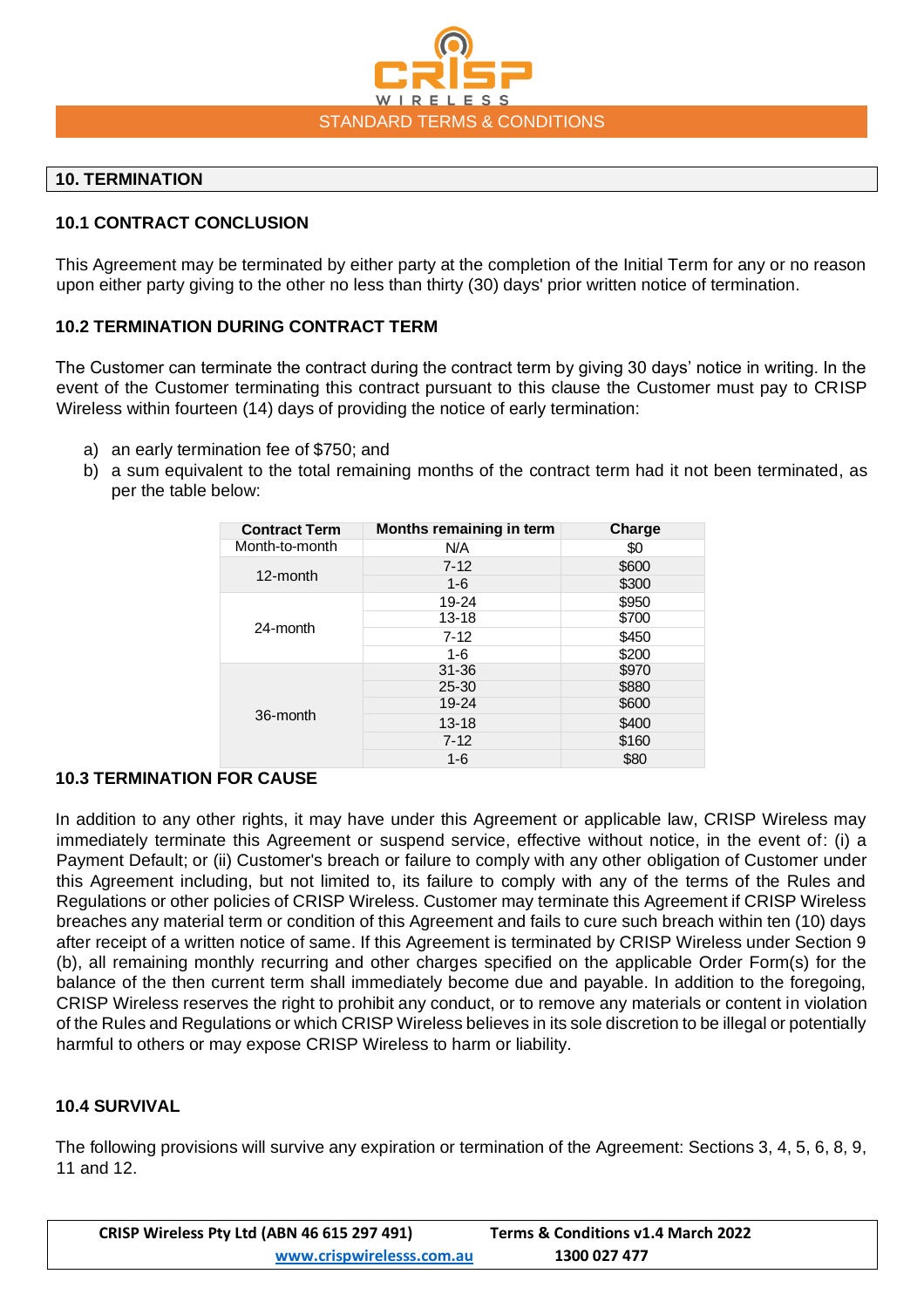## 10. TERMINATION

### 10.1 CONTRACT CONCLUSION

This Agreement may be terminated by either party at the completion of the Initial Term for any or no reason upon either party giving to the other no less than thirty (30) days' prior written notice of termination.

### 10.2 TERMINATION DURING CONTRACT TERM

The Customer can terminate the contract during the contract term by giving 30 days' notice in writing. In the event of the Customer terminating this contract pursuant to this clause the Customer must pay to CRISP Wireless within fourteen (14) days of providing the notice of early termination:

a) an early termination fee of $750; and
b) a sum equivalent to the total remaining months of the contract term had it not been terminated, as per the table below:

| Contract Term | Months remaining in term | Charge |
|---|---|---|
| Month-to-month | N/A | $0 |
| 12-month | 7-12 | $600 |
| | 1-6 | $300 |
| 24-month | 19-24 | $950 |
| | 13-18 | $700 |
| | 7-12 | $450 |
| | 1-6 | $200 |
| 36-month | 31-36 | $970 |
| | 25-30 | $880 |
| | 19-24 | $600 |
| | 13-18 | $400 |
| | 7-12 | $160 |
| | 1-6 | $80 |

### 10.3 TERMINATION FOR CAUSE

In addition to any other rights, it may have under this Agreement or applicable law, CRISP Wireless may immediately terminate this Agreement or suspend service, effective without notice, in the event of: (i) a Payment Default; or (ii) Customer's breach or failure to comply with any other obligation of Customer under this Agreement including, but not limited to, its failure to comply with any of the terms of the Rules and Regulations or other policies of CRISP Wireless. Customer may terminate this Agreement if CRISP Wireless breaches any material term or condition of this Agreement and fails to cure such breach within ten (10) days after receipt of a written notice of same. If this Agreement is terminated by CRISP Wireless under Section 9 (b), all remaining monthly recurring and other charges specified on the applicable Order Form(s) for the balance of the then current term shall immediately become due and payable. In addition to the foregoing, CRISP Wireless reserves the right to prohibit any conduct, or to remove any materials or content in violation of the Rules and Regulations or which CRISP Wireless believes in its sole discretion to be illegal or potentially harmful to others or may expose CRISP Wireless to harm or liability.

### 10.4 SURVIVAL

The following provisions will survive any expiration or termination of the Agreement: Sections 3, 4, 5, 6, 8, 9, 11 and 12.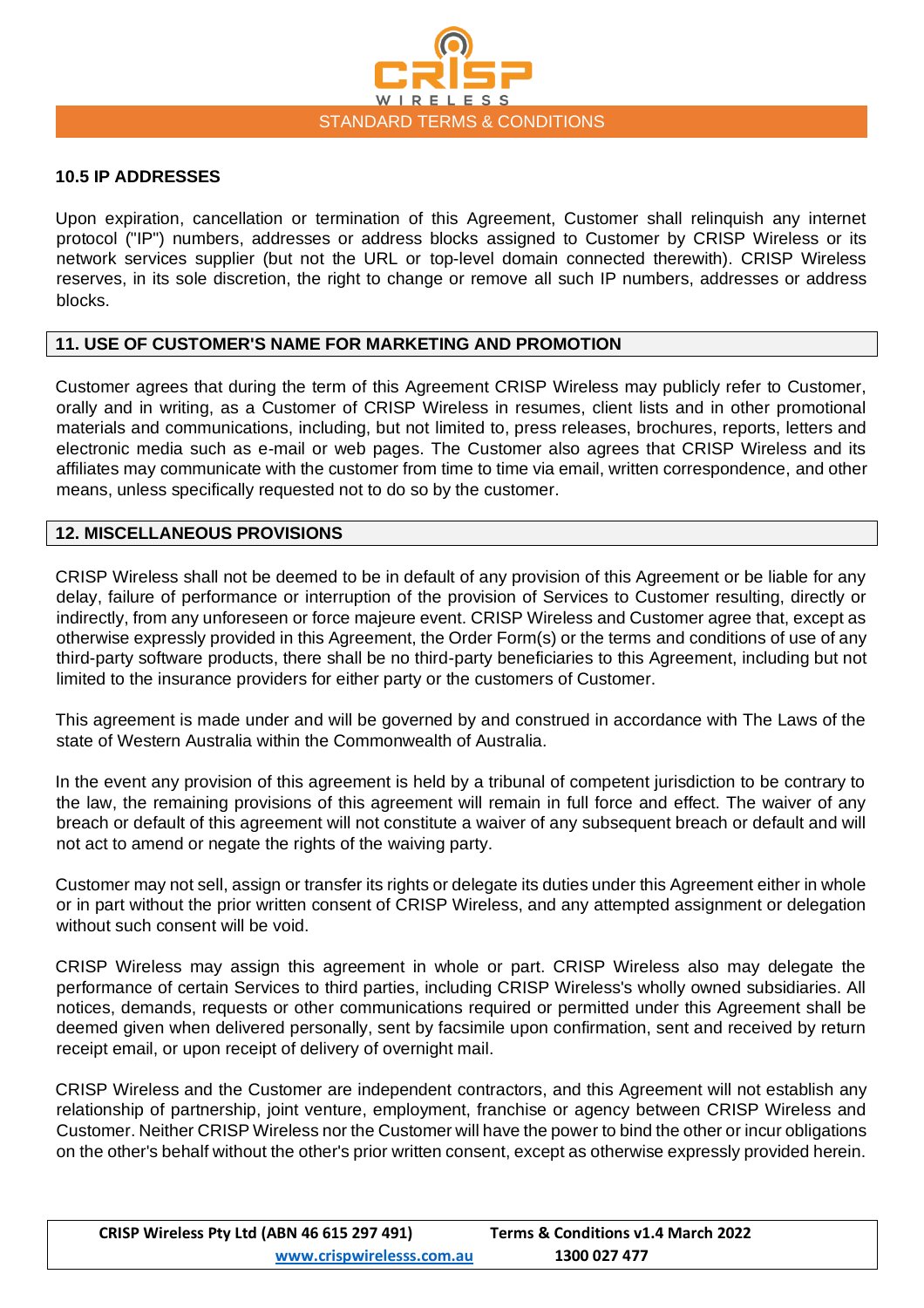### 10.5 IP ADDRESSES

Upon expiration, cancellation or termination of this Agreement, Customer shall relinquish any internet protocol ("IP") numbers, addresses or address blocks assigned to Customer by CRISP Wireless or its network services supplier (but not the URL or top-level domain connected therewith). CRISP Wireless reserves, in its sole discretion, the right to change or remove all such IP numbers, addresses or address blocks.

## 11. USE OF CUSTOMER'S NAME FOR MARKETING AND PROMOTION

Customer agrees that during the term of this Agreement CRISP Wireless may publicly refer to Customer, orally and in writing, as a Customer of CRISP Wireless in resumes, client lists and in other promotional materials and communications, including, but not limited to, press releases, brochures, reports, letters and electronic media such as e-mail or web pages. The Customer also agrees that CRISP Wireless and its affiliates may communicate with the customer from time to time via email, written correspondence, and other means, unless specifically requested not to do so by the customer.

## 12. MISCELLANEOUS PROVISIONS

CRISP Wireless shall not be deemed to be in default of any provision of this Agreement or be liable for any delay, failure of performance or interruption of the provision of Services to Customer resulting, directly or indirectly, from any unforeseen or force majeure event. CRISP Wireless and Customer agree that, except as otherwise expressly provided in this Agreement, the Order Form(s) or the terms and conditions of use of any third-party software products, there shall be no third-party beneficiaries to this Agreement, including but not limited to the insurance providers for either party or the customers of Customer.

This agreement is made under and will be governed by and construed in accordance with The Laws of the state of Western Australia within the Commonwealth of Australia.

In the event any provision of this agreement is held by a tribunal of competent jurisdiction to be contrary to the law, the remaining provisions of this agreement will remain in full force and effect. The waiver of any breach or default of this agreement will not constitute a waiver of any subsequent breach or default and will not act to amend or negate the rights of the waiving party.

Customer may not sell, assign or transfer its rights or delegate its duties under this Agreement either in whole or in part without the prior written consent of CRISP Wireless, and any attempted assignment or delegation without such consent will be void.

CRISP Wireless may assign this agreement in whole or part. CRISP Wireless also may delegate the performance of certain Services to third parties, including CRISP Wireless's wholly owned subsidiaries. All notices, demands, requests or other communications required or permitted under this Agreement shall be deemed given when delivered personally, sent by facsimile upon confirmation, sent and received by return receipt email, or upon receipt of delivery of overnight mail.

CRISP Wireless and the Customer are independent contractors, and this Agreement will not establish any relationship of partnership, joint venture, employment, franchise or agency between CRISP Wireless and Customer. Neither CRISP Wireless nor the Customer will have the power to bind the other or incur obligations on the other's behalf without the other's prior written consent, except as otherwise expressly provided herein.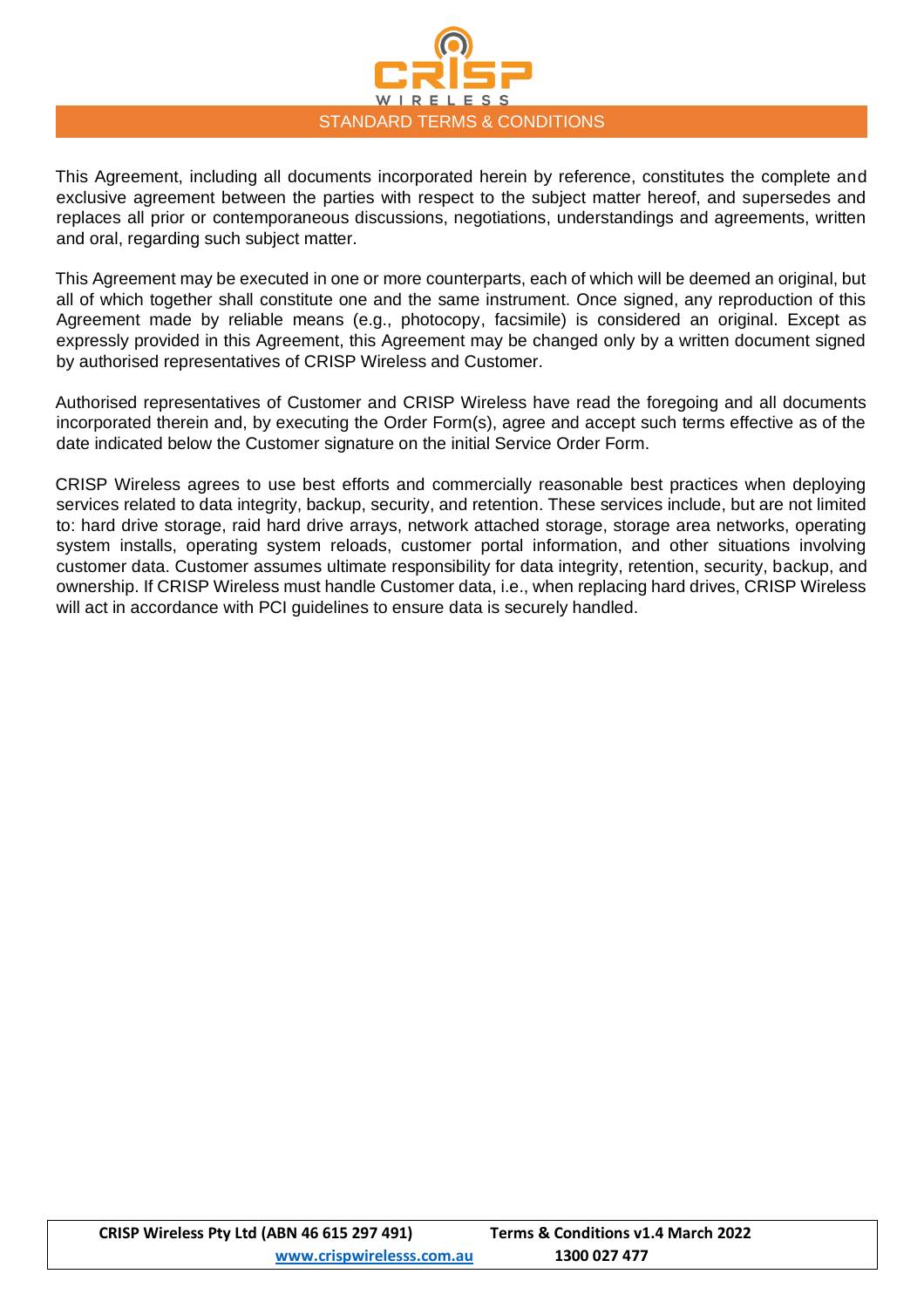This Agreement, including all documents incorporated herein by reference, constitutes the complete and exclusive agreement between the parties with respect to the subject matter hereof, and supersedes and replaces all prior or contemporaneous discussions, negotiations, understandings and agreements, written and oral, regarding such subject matter.

This Agreement may be executed in one or more counterparts, each of which will be deemed an original, but all of which together shall constitute one and the same instrument. Once signed, any reproduction of this Agreement made by reliable means (e.g., photocopy, facsimile) is considered an original. Except as expressly provided in this Agreement, this Agreement may be changed only by a written document signed by authorised representatives of CRISP Wireless and Customer.

Authorised representatives of Customer and CRISP Wireless have read the foregoing and all documents incorporated therein and, by executing the Order Form(s), agree and accept such terms effective as of the date indicated below the Customer signature on the initial Service Order Form.

CRISP Wireless agrees to use best efforts and commercially reasonable best practices when deploying services related to data integrity, backup, security, and retention. These services include, but are not limited to: hard drive storage, raid hard drive arrays, network attached storage, storage area networks, operating system installs, operating system reloads, customer portal information, and other situations involving customer data. Customer assumes ultimate responsibility for data integrity, retention, security, backup, and ownership. If CRISP Wireless must handle Customer data, i.e., when replacing hard drives, CRISP Wireless will act in accordance with PCI guidelines to ensure data is securely handled.